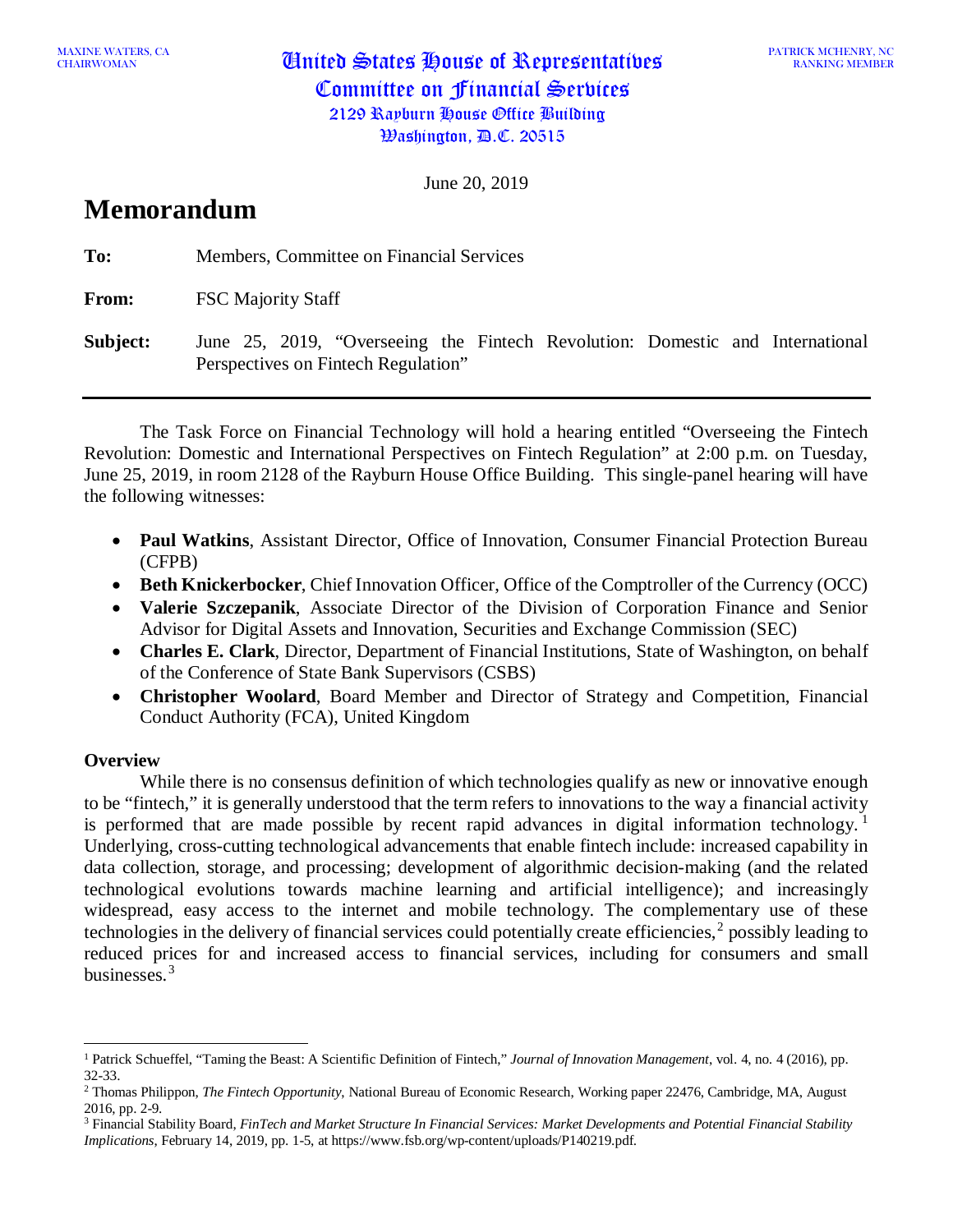MAXINE WATERS, CA
CHAIRWOMAN

**United States House of Representatives**
**Committee on Financial Services**
**2129 Rayburn House Office Building**
**Washington, D.C. 20515**

PATRICK MCHENRY, NC
RANKING MEMBER

June 20, 2019

# Memorandum

**To:** Members, Committee on Financial Services

**From:** FSC Majority Staff

**Subject:** June 25, 2019, "Overseeing the Fintech Revolution: Domestic and International Perspectives on Fintech Regulation"

---

The Task Force on Financial Technology will hold a hearing entitled "Overseeing the Fintech Revolution: Domestic and International Perspectives on Fintech Regulation" at 2:00 p.m. on Tuesday, June 25, 2019, in room 2128 of the Rayburn House Office Building. This single-panel hearing will have the following witnesses:

- **Paul Watkins**, Assistant Director, Office of Innovation, Consumer Financial Protection Bureau (CFPB)
- **Beth Knickerbocker**, Chief Innovation Officer, Office of the Comptroller of the Currency (OCC)
- **Valerie Szczepanik**, Associate Director of the Division of Corporation Finance and Senior Advisor for Digital Assets and Innovation, Securities and Exchange Commission (SEC)
- **Charles E. Clark**, Director, Department of Financial Institutions, State of Washington, on behalf of the Conference of State Bank Supervisors (CSBS)
- **Christopher Woolard**, Board Member and Director of Strategy and Competition, Financial Conduct Authority (FCA), United Kingdom

**Overview**

While there is no consensus definition of which technologies qualify as new or innovative enough to be "fintech," it is generally understood that the term refers to innovations to the way a financial activity is performed that are made possible by recent rapid advances in digital information technology.[1] Underlying, cross-cutting technological advancements that enable fintech include: increased capability in data collection, storage, and processing; development of algorithmic decision-making (and the related technological evolutions towards machine learning and artificial intelligence); and increasingly widespread, easy access to the internet and mobile technology. The complementary use of these technologies in the delivery of financial services could potentially create efficiencies,[2] possibly leading to reduced prices for and increased access to financial services, including for consumers and small businesses.[3]

---

[1] Patrick Schueffel, "Taming the Beast: A Scientific Definition of Fintech," *Journal of Innovation Management*, vol. 4, no. 4 (2016), pp. 32-33.

[2] Thomas Philippon, *The Fintech Opportunity*, National Bureau of Economic Research, Working paper 22476, Cambridge, MA, August 2016, pp. 2-9.

[3] Financial Stability Board, *FinTech and Market Structure In Financial Services: Market Developments and Potential Financial Stability Implications*, February 14, 2019, pp. 1-5, at https://www.fsb.org/wp-content/uploads/P140219.pdf.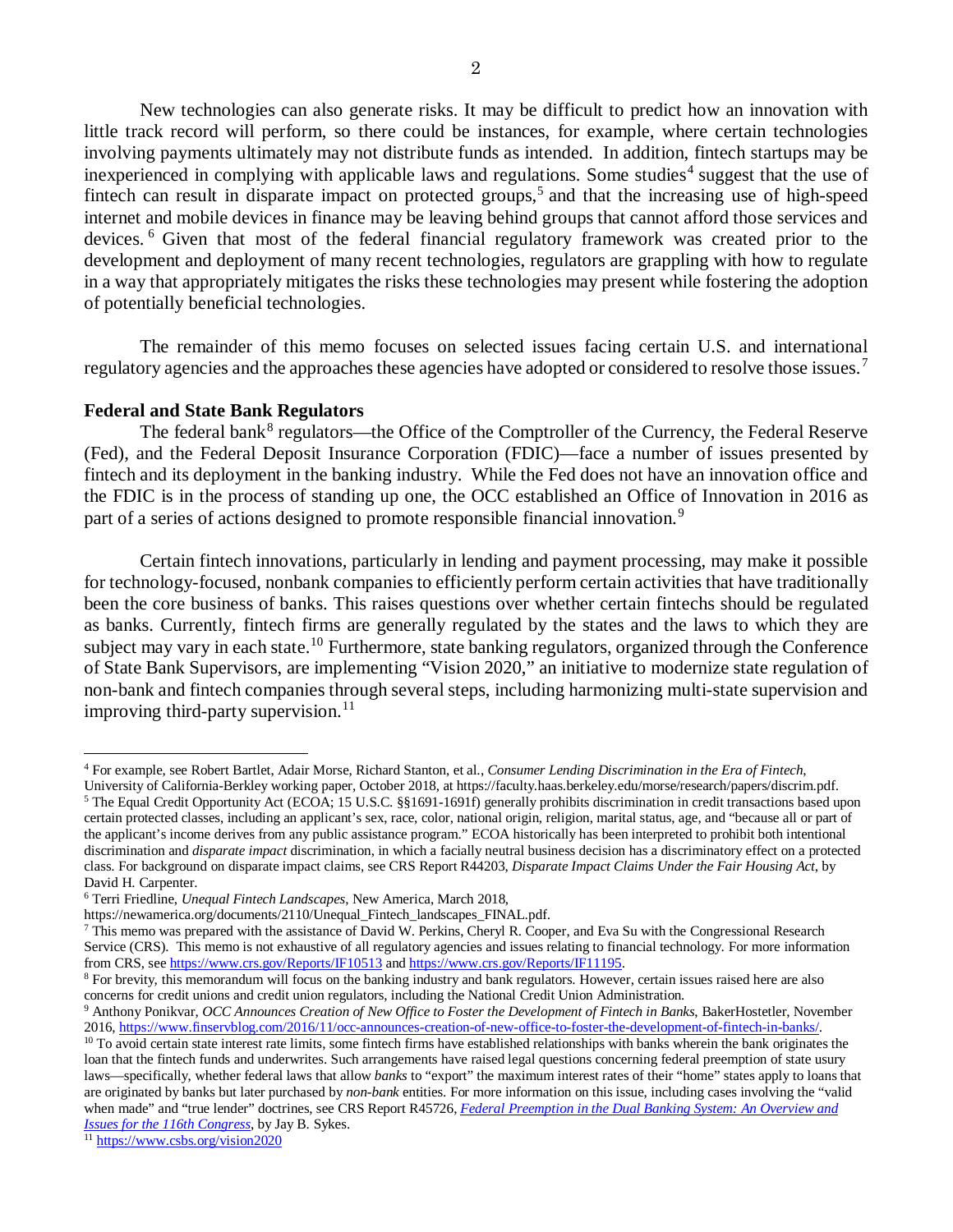New technologies can also generate risks. It may be difficult to predict how an innovation with little track record will perform, so there could be instances, for example, where certain technologies involving payments ultimately may not distribute funds as intended. In addition, fintech startups may be inexperienced in complying with applicable laws and regulations. Some studies[4] suggest that the use of fintech can result in disparate impact on protected groups,[5] and that the increasing use of high-speed internet and mobile devices in finance may be leaving behind groups that cannot afford those services and devices.[6] Given that most of the federal financial regulatory framework was created prior to the development and deployment of many recent technologies, regulators are grappling with how to regulate in a way that appropriately mitigates the risks these technologies may present while fostering the adoption of potentially beneficial technologies.

The remainder of this memo focuses on selected issues facing certain U.S. and international regulatory agencies and the approaches these agencies have adopted or considered to resolve those issues.[7]

**Federal and State Bank Regulators**

The federal bank[8] regulators—the Office of the Comptroller of the Currency, the Federal Reserve (Fed), and the Federal Deposit Insurance Corporation (FDIC)—face a number of issues presented by fintech and its deployment in the banking industry. While the Fed does not have an innovation office and the FDIC is in the process of standing up one, the OCC established an Office of Innovation in 2016 as part of a series of actions designed to promote responsible financial innovation.[9]

Certain fintech innovations, particularly in lending and payment processing, may make it possible for technology-focused, nonbank companies to efficiently perform certain activities that have traditionally been the core business of banks. This raises questions over whether certain fintechs should be regulated as banks. Currently, fintech firms are generally regulated by the states and the laws to which they are subject may vary in each state.[10] Furthermore, state banking regulators, organized through the Conference of State Bank Supervisors, are implementing "Vision 2020," an initiative to modernize state regulation of non-bank and fintech companies through several steps, including harmonizing multi-state supervision and improving third-party supervision.[11]

---

[4] For example, see Robert Bartlet, Adair Morse, Richard Stanton, et al., *Consumer Lending Discrimination in the Era of Fintech*, University of California-Berkley working paper, October 2018, at https://faculty.haas.berkeley.edu/morse/research/papers/discrim.pdf.

[5] The Equal Credit Opportunity Act (ECOA; 15 U.S.C. §§1691-1691f) generally prohibits discrimination in credit transactions based upon certain protected classes, including an applicant's sex, race, color, national origin, religion, marital status, age, and "because all or part of the applicant's income derives from any public assistance program." ECOA historically has been interpreted to prohibit both intentional discrimination and *disparate impact* discrimination, in which a facially neutral business decision has a discriminatory effect on a protected class. For background on disparate impact claims, see CRS Report R44203, *Disparate Impact Claims Under the Fair Housing Act*, by David H. Carpenter.

[6] Terri Friedline, *Unequal Fintech Landscapes*, New America, March 2018, https://newamerica.org/documents/2110/Unequal_Fintech_landscapes_FINAL.pdf.

[7] This memo was prepared with the assistance of David W. Perkins, Cheryl R. Cooper, and Eva Su with the Congressional Research Service (CRS). This memo is not exhaustive of all regulatory agencies and issues relating to financial technology. For more information from CRS, see https://www.crs.gov/Reports/IF10513 and https://www.crs.gov/Reports/IF11195.

[8] For brevity, this memorandum will focus on the banking industry and bank regulators. However, certain issues raised here are also concerns for credit unions and credit union regulators, including the National Credit Union Administration.

[9] Anthony Ponikvar, *OCC Announces Creation of New Office to Foster the Development of Fintech in Banks*, BakerHostetler, November 2016, https://www.finservblog.com/2016/11/occ-announces-creation-of-new-office-to-foster-the-development-of-fintech-in-banks/.

[10] To avoid certain state interest rate limits, some fintech firms have established relationships with banks wherein the bank originates the loan that the fintech funds and underwrites. Such arrangements have raised legal questions concerning federal preemption of state usury laws—specifically, whether federal laws that allow *banks* to "export" the maximum interest rates of their "home" states apply to loans that are originated by banks but later purchased by *non-bank* entities. For more information on this issue, including cases involving the "valid when made" and "true lender" doctrines, see CRS Report R45726, *Federal Preemption in the Dual Banking System: An Overview and Issues for the 116th Congress*, by Jay B. Sykes.

[11] https://www.csbs.org/vision2020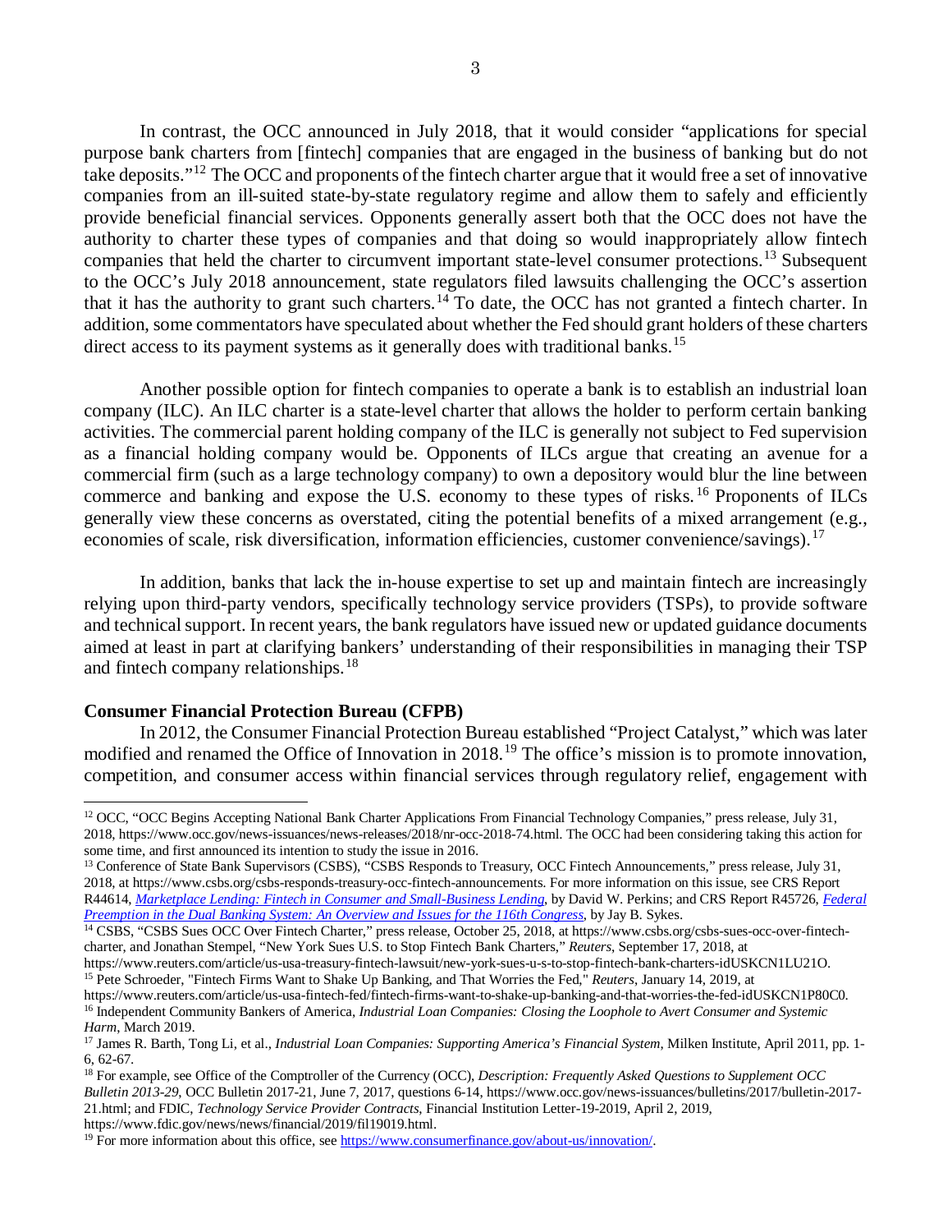In contrast, the OCC announced in July 2018, that it would consider "applications for special purpose bank charters from [fintech] companies that are engaged in the business of banking but do not take deposits."[12] The OCC and proponents of the fintech charter argue that it would free a set of innovative companies from an ill-suited state-by-state regulatory regime and allow them to safely and efficiently provide beneficial financial services. Opponents generally assert both that the OCC does not have the authority to charter these types of companies and that doing so would inappropriately allow fintech companies that held the charter to circumvent important state-level consumer protections.[13] Subsequent to the OCC's July 2018 announcement, state regulators filed lawsuits challenging the OCC's assertion that it has the authority to grant such charters.[14] To date, the OCC has not granted a fintech charter. In addition, some commentators have speculated about whether the Fed should grant holders of these charters direct access to its payment systems as it generally does with traditional banks.[15]

Another possible option for fintech companies to operate a bank is to establish an industrial loan company (ILC). An ILC charter is a state-level charter that allows the holder to perform certain banking activities. The commercial parent holding company of the ILC is generally not subject to Fed supervision as a financial holding company would be. Opponents of ILCs argue that creating an avenue for a commercial firm (such as a large technology company) to own a depository would blur the line between commerce and banking and expose the U.S. economy to these types of risks.[16] Proponents of ILCs generally view these concerns as overstated, citing the potential benefits of a mixed arrangement (e.g., economies of scale, risk diversification, information efficiencies, customer convenience/savings).[17]

In addition, banks that lack the in-house expertise to set up and maintain fintech are increasingly relying upon third-party vendors, specifically technology service providers (TSPs), to provide software and technical support. In recent years, the bank regulators have issued new or updated guidance documents aimed at least in part at clarifying bankers' understanding of their responsibilities in managing their TSP and fintech company relationships.[18]

**Consumer Financial Protection Bureau (CFPB)**

In 2012, the Consumer Financial Protection Bureau established "Project Catalyst," which was later modified and renamed the Office of Innovation in 2018.[19] The office's mission is to promote innovation, competition, and consumer access within financial services through regulatory relief, engagement with

---

[12] OCC, "OCC Begins Accepting National Bank Charter Applications From Financial Technology Companies," press release, July 31, 2018, https://www.occ.gov/news-issuances/news-releases/2018/nr-occ-2018-74.html. The OCC had been considering taking this action for some time, and first announced its intention to study the issue in 2016.

[13] Conference of State Bank Supervisors (CSBS), "CSBS Responds to Treasury, OCC Fintech Announcements," press release, July 31, 2018, at https://www.csbs.org/csbs-responds-treasury-occ-fintech-announcements. For more information on this issue, see CRS Report R44614, *Marketplace Lending: Fintech in Consumer and Small-Business Lending*, by David W. Perkins; and CRS Report R45726, *Federal Preemption in the Dual Banking System: An Overview and Issues for the 116th Congress*, by Jay B. Sykes.

[14] CSBS, "CSBS Sues OCC Over Fintech Charter," press release, October 25, 2018, at https://www.csbs.org/csbs-sues-occ-over-fintech-charter, and Jonathan Stempel, "New York Sues U.S. to Stop Fintech Bank Charters," *Reuters*, September 17, 2018, at https://www.reuters.com/article/us-usa-treasury-fintech-lawsuit/new-york-sues-u-s-to-stop-fintech-bank-charters-idUSKCN1LU21O.

[15] Pete Schroeder, "Fintech Firms Want to Shake Up Banking, and That Worries the Fed," *Reuters*, January 14, 2019, at https://www.reuters.com/article/us-usa-fintech-fed/fintech-firms-want-to-shake-up-banking-and-that-worries-the-fed-idUSKCN1P80C0.

[16] Independent Community Bankers of America, *Industrial Loan Companies: Closing the Loophole to Avert Consumer and Systemic Harm*, March 2019.

[17] James R. Barth, Tong Li, et al., *Industrial Loan Companies: Supporting America's Financial System*, Milken Institute, April 2011, pp. 1-6, 62-67.

[18] For example, see Office of the Comptroller of the Currency (OCC), *Description: Frequently Asked Questions to Supplement OCC Bulletin 2013-29*, OCC Bulletin 2017-21, June 7, 2017, questions 6-14, https://www.occ.gov/news-issuances/bulletins/2017/bulletin-2017-21.html; and FDIC, *Technology Service Provider Contracts*, Financial Institution Letter-19-2019, April 2, 2019, https://www.fdic.gov/news/news/financial/2019/fil19019.html.

[19] For more information about this office, see https://www.consumerfinance.gov/about-us/innovation/.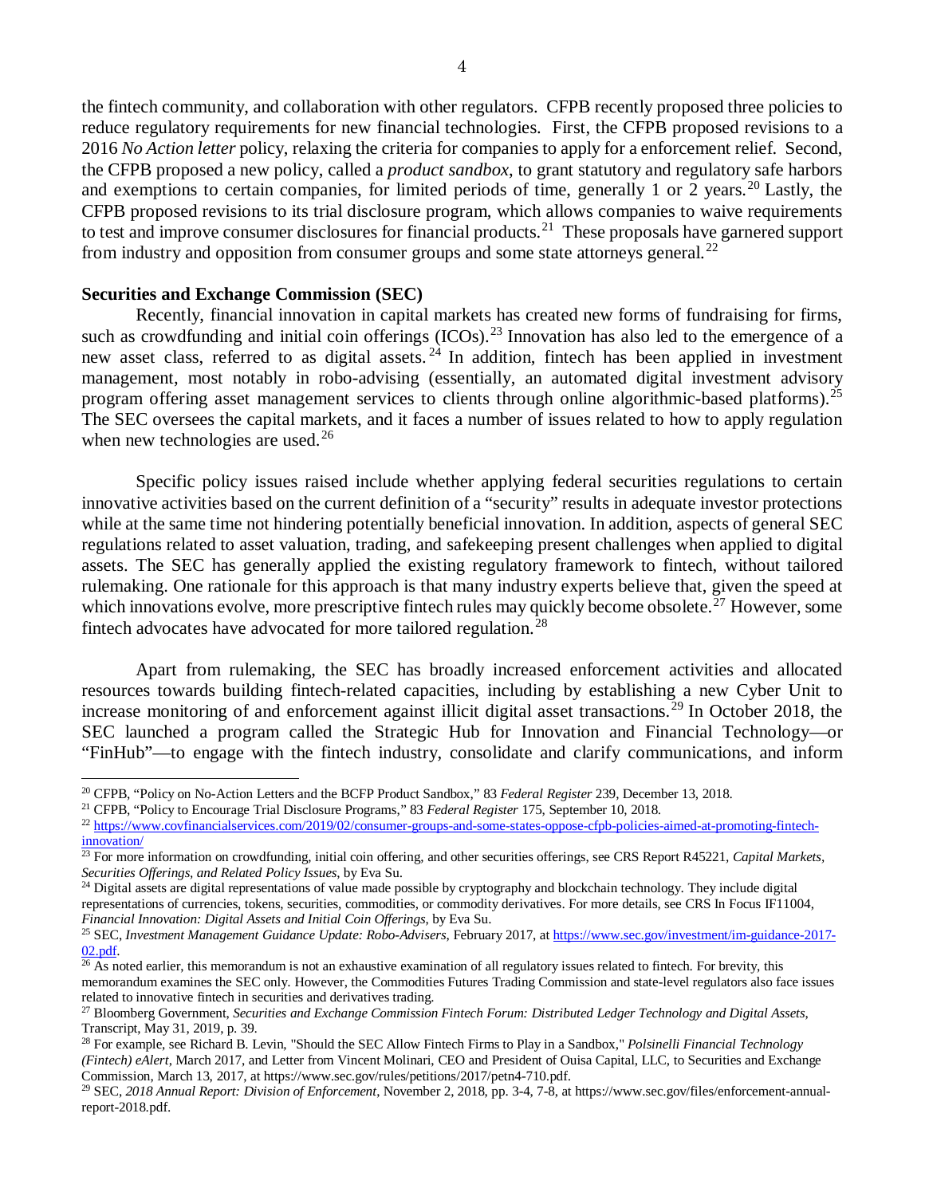the fintech community, and collaboration with other regulators. CFPB recently proposed three policies to reduce regulatory requirements for new financial technologies. First, the CFPB proposed revisions to a 2016 *No Action letter* policy, relaxing the criteria for companies to apply for a enforcement relief. Second, the CFPB proposed a new policy, called a *product sandbox*, to grant statutory and regulatory safe harbors and exemptions to certain companies, for limited periods of time, generally 1 or 2 years.[20] Lastly, the CFPB proposed revisions to its trial disclosure program, which allows companies to waive requirements to test and improve consumer disclosures for financial products.[21] These proposals have garnered support from industry and opposition from consumer groups and some state attorneys general.[22]

**Securities and Exchange Commission (SEC)**

Recently, financial innovation in capital markets has created new forms of fundraising for firms, such as crowdfunding and initial coin offerings (ICOs).[23] Innovation has also led to the emergence of a new asset class, referred to as digital assets.[24] In addition, fintech has been applied in investment management, most notably in robo-advising (essentially, an automated digital investment advisory program offering asset management services to clients through online algorithmic-based platforms).[25] The SEC oversees the capital markets, and it faces a number of issues related to how to apply regulation when new technologies are used.[26]

Specific policy issues raised include whether applying federal securities regulations to certain innovative activities based on the current definition of a "security" results in adequate investor protections while at the same time not hindering potentially beneficial innovation. In addition, aspects of general SEC regulations related to asset valuation, trading, and safekeeping present challenges when applied to digital assets. The SEC has generally applied the existing regulatory framework to fintech, without tailored rulemaking. One rationale for this approach is that many industry experts believe that, given the speed at which innovations evolve, more prescriptive fintech rules may quickly become obsolete.[27] However, some fintech advocates have advocated for more tailored regulation.[28]

Apart from rulemaking, the SEC has broadly increased enforcement activities and allocated resources towards building fintech-related capacities, including by establishing a new Cyber Unit to increase monitoring of and enforcement against illicit digital asset transactions.[29] In October 2018, the SEC launched a program called the Strategic Hub for Innovation and Financial Technology—or "FinHub"—to engage with the fintech industry, consolidate and clarify communications, and inform

---

[20] CFPB, "Policy on No-Action Letters and the BCFP Product Sandbox," 83 *Federal Register* 239, December 13, 2018.

[21] CFPB, "Policy to Encourage Trial Disclosure Programs," 83 *Federal Register* 175, September 10, 2018.

[22] https://www.covfinancialservices.com/2019/02/consumer-groups-and-some-states-oppose-cfpb-policies-aimed-at-promoting-fintech-innovation/

[23] For more information on crowdfunding, initial coin offering, and other securities offerings, see CRS Report R45221, *Capital Markets, Securities Offerings, and Related Policy Issues*, by Eva Su.

[24] Digital assets are digital representations of value made possible by cryptography and blockchain technology. They include digital representations of currencies, tokens, securities, commodities, or commodity derivatives. For more details, see CRS In Focus IF11004, *Financial Innovation: Digital Assets and Initial Coin Offerings*, by Eva Su.

[25] SEC, *Investment Management Guidance Update: Robo-Advisers*, February 2017, at https://www.sec.gov/investment/im-guidance-2017-02.pdf.

[26] As noted earlier, this memorandum is not an exhaustive examination of all regulatory issues related to fintech. For brevity, this memorandum examines the SEC only. However, the Commodities Futures Trading Commission and state-level regulators also face issues related to innovative fintech in securities and derivatives trading.

[27] Bloomberg Government, *Securities and Exchange Commission Fintech Forum: Distributed Ledger Technology and Digital Assets*, Transcript, May 31, 2019, p. 39.

[28] For example, see Richard B. Levin, "Should the SEC Allow Fintech Firms to Play in a Sandbox," *Polsinelli Financial Technology (Fintech) eAlert*, March 2017, and Letter from Vincent Molinari, CEO and President of Ouisa Capital, LLC, to Securities and Exchange Commission, March 13, 2017, at https://www.sec.gov/rules/petitions/2017/petn4-710.pdf.

[29] SEC, *2018 Annual Report: Division of Enforcement*, November 2, 2018, pp. 3-4, 7-8, at https://www.sec.gov/files/enforcement-annual-report-2018.pdf.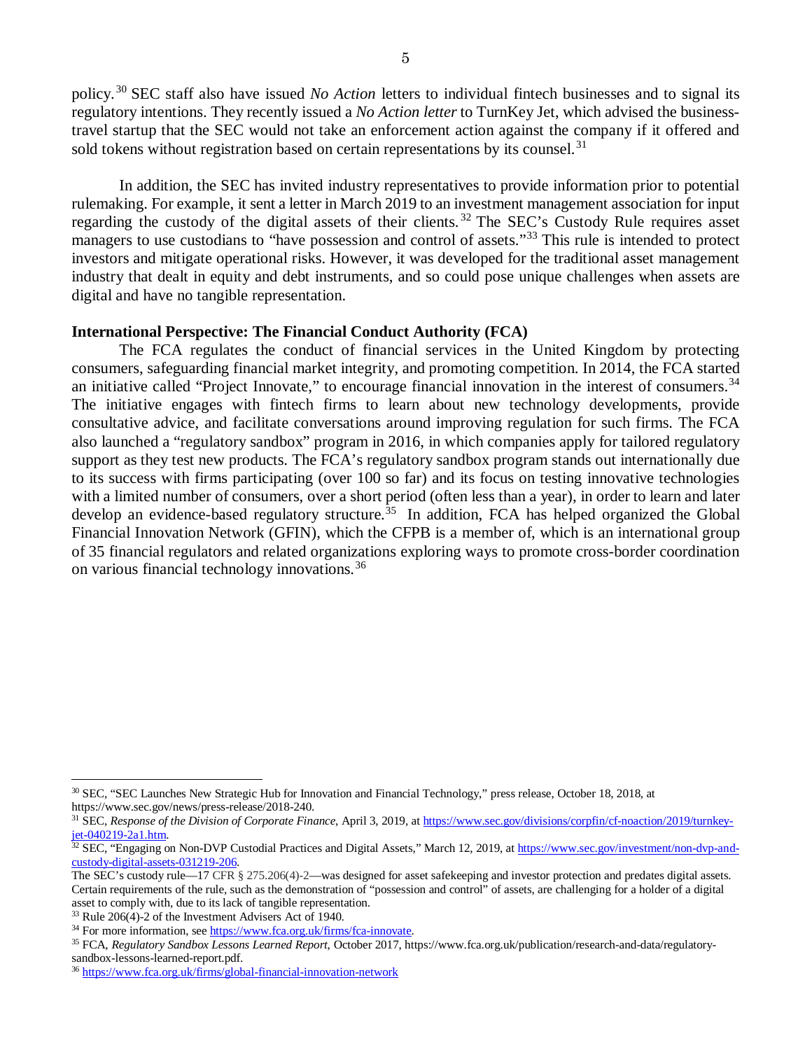policy.[30] SEC staff also have issued *No Action* letters to individual fintech businesses and to signal its regulatory intentions. They recently issued a *No Action letter* to TurnKey Jet, which advised the business-travel startup that the SEC would not take an enforcement action against the company if it offered and sold tokens without registration based on certain representations by its counsel.[31]

In addition, the SEC has invited industry representatives to provide information prior to potential rulemaking. For example, it sent a letter in March 2019 to an investment management association for input regarding the custody of the digital assets of their clients.[32] The SEC's Custody Rule requires asset managers to use custodians to "have possession and control of assets."[33] This rule is intended to protect investors and mitigate operational risks. However, it was developed for the traditional asset management industry that dealt in equity and debt instruments, and so could pose unique challenges when assets are digital and have no tangible representation.

**International Perspective: The Financial Conduct Authority (FCA)**

The FCA regulates the conduct of financial services in the United Kingdom by protecting consumers, safeguarding financial market integrity, and promoting competition. In 2014, the FCA started an initiative called "Project Innovate," to encourage financial innovation in the interest of consumers.[34] The initiative engages with fintech firms to learn about new technology developments, provide consultative advice, and facilitate conversations around improving regulation for such firms. The FCA also launched a "regulatory sandbox" program in 2016, in which companies apply for tailored regulatory support as they test new products. The FCA's regulatory sandbox program stands out internationally due to its success with firms participating (over 100 so far) and its focus on testing innovative technologies with a limited number of consumers, over a short period (often less than a year), in order to learn and later develop an evidence-based regulatory structure.[35] In addition, FCA has helped organized the Global Financial Innovation Network (GFIN), which the CFPB is a member of, which is an international group of 35 financial regulators and related organizations exploring ways to promote cross-border coordination on various financial technology innovations.[36]

---

[30] SEC, "SEC Launches New Strategic Hub for Innovation and Financial Technology," press release, October 18, 2018, at https://www.sec.gov/news/press-release/2018-240.

[31] SEC, *Response of the Division of Corporate Finance*, April 3, 2019, at https://www.sec.gov/divisions/corpfin/cf-noaction/2019/turnkey-jet-040219-2a1.htm.

[32] SEC, "Engaging on Non-DVP Custodial Practices and Digital Assets," March 12, 2019, at https://www.sec.gov/investment/non-dvp-and-custody-digital-assets-031219-206.

The SEC's custody rule—17 CFR § 275.206(4)-2—was designed for asset safekeeping and investor protection and predates digital assets. Certain requirements of the rule, such as the demonstration of "possession and control" of assets, are challenging for a holder of a digital asset to comply with, due to its lack of tangible representation.

[33] Rule 206(4)-2 of the Investment Advisers Act of 1940.

[34] For more information, see https://www.fca.org.uk/firms/fca-innovate.

[35] FCA, *Regulatory Sandbox Lessons Learned Report,* October 2017, https://www.fca.org.uk/publication/research-and-data/regulatory-sandbox-lessons-learned-report.pdf.

[36] https://www.fca.org.uk/firms/global-financial-innovation-network